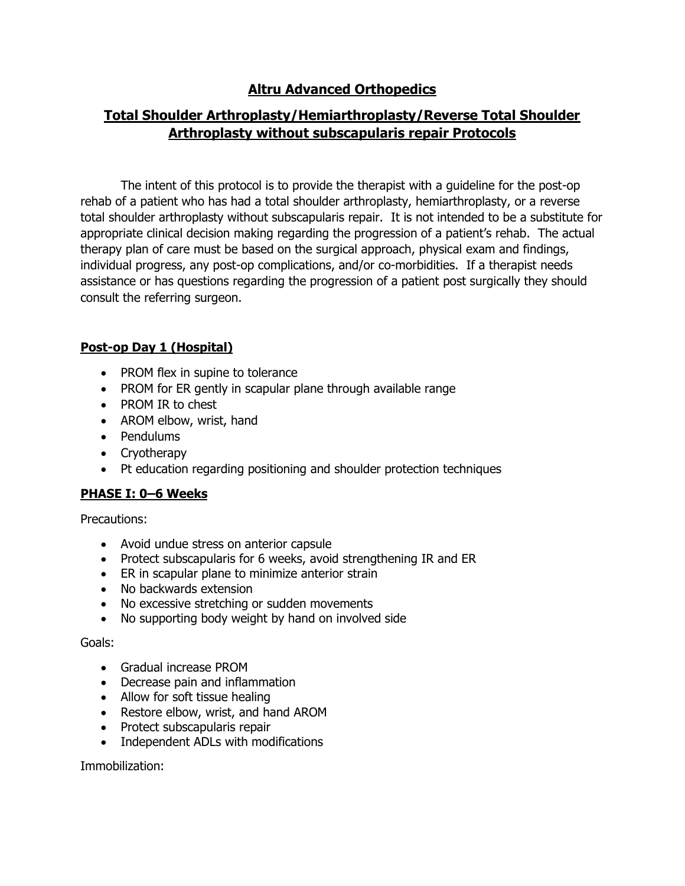# Altru Advanced Orthopedics

## Total Shoulder Arthroplasty/Hemiarthroplasty/Reverse Total Shoulder Arthroplasty without subscapularis repair Protocols

The intent of this protocol is to provide the therapist with a guideline for the post-op rehab of a patient who has had a total shoulder arthroplasty, hemiarthroplasty, or a reverse total shoulder arthroplasty without subscapularis repair. It is not intended to be a substitute for appropriate clinical decision making regarding the progression of a patient's rehab. The actual therapy plan of care must be based on the surgical approach, physical exam and findings, individual progress, any post-op complications, and/or co-morbidities. If a therapist needs assistance or has questions regarding the progression of a patient post surgically they should consult the referring surgeon.

### Post-op Day 1 (Hospital)

- PROM flex in supine to tolerance
- PROM for ER gently in scapular plane through available range
- PROM IR to chest
- AROM elbow, wrist, hand
- Pendulums
- Cryotherapy
- Pt education regarding positioning and shoulder protection techniques

### PHASE I: 0–6 Weeks

Precautions:

- Avoid undue stress on anterior capsule
- Protect subscapularis for 6 weeks, avoid strengthening IR and ER
- ER in scapular plane to minimize anterior strain
- No backwards extension
- No excessive stretching or sudden movements
- No supporting body weight by hand on involved side

Goals:

- Gradual increase PROM
- Decrease pain and inflammation
- Allow for soft tissue healing
- Restore elbow, wrist, and hand AROM
- Protect subscapularis repair
- Independent ADLs with modifications

Immobilization: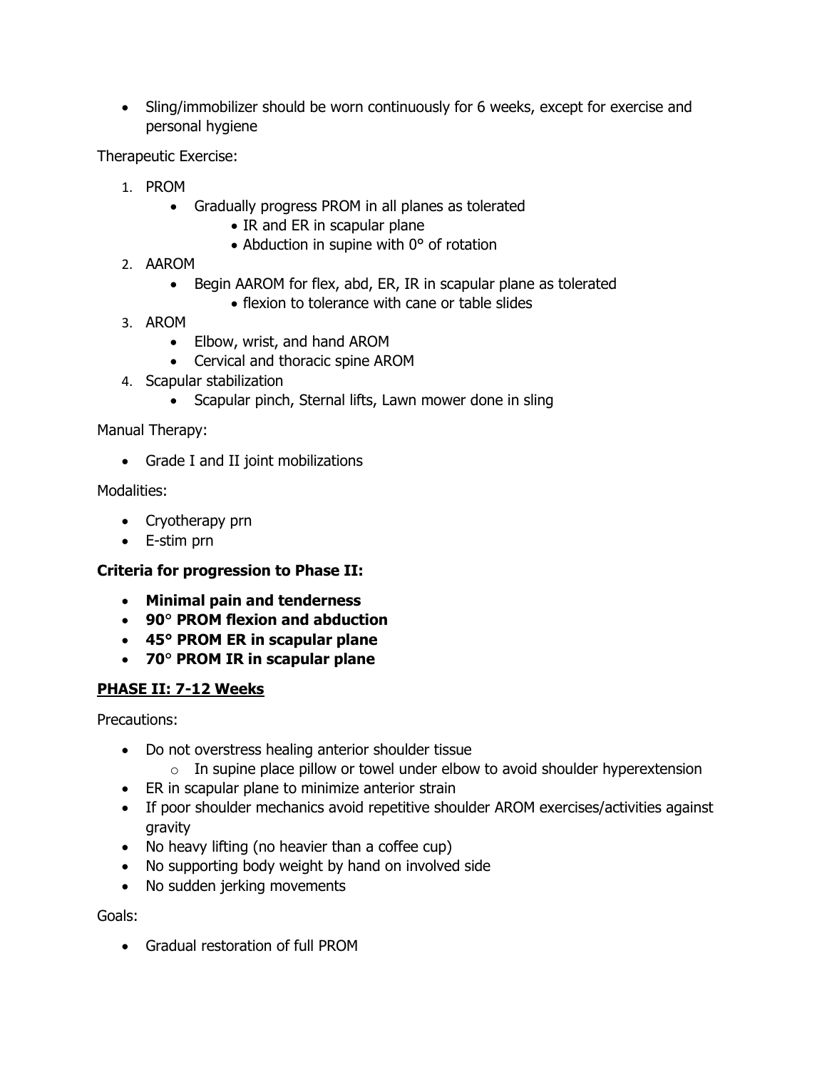- Sling/immobilizer should be worn continuously for 6 weeks, except for exercise and personal hygiene

Therapeutic Exercise:

1. PROM
    - Gradually progress PROM in all planes as tolerated
        - IR and ER in scapular plane
        - Abduction in supine with 0° of rotation
2. AAROM
    - Begin AAROM for flex, abd, ER, IR in scapular plane as tolerated
        - flexion to tolerance with cane or table slides
3. AROM
    - Elbow, wrist, and hand AROM
    - Cervical and thoracic spine AROM
4. Scapular stabilization
    - Scapular pinch, Sternal lifts, Lawn mower done in sling

Manual Therapy:

- Grade I and II joint mobilizations

Modalities:

- Cryotherapy prn
- E-stim prn

**Criteria for progression to Phase II:**

- **Minimal pain and tenderness**
- **90° PROM flexion and abduction**
- **45° PROM ER in scapular plane**
- **70° PROM IR in scapular plane**

## <u>PHASE II: 7-12 Weeks</u>

Precautions:

- Do not overstress healing anterior shoulder tissue
    - In supine place pillow or towel under elbow to avoid shoulder hyperextension
- ER in scapular plane to minimize anterior strain
- If poor shoulder mechanics avoid repetitive shoulder AROM exercises/activities against gravity
- No heavy lifting (no heavier than a coffee cup)
- No supporting body weight by hand on involved side
- No sudden jerking movements

Goals:

- Gradual restoration of full PROM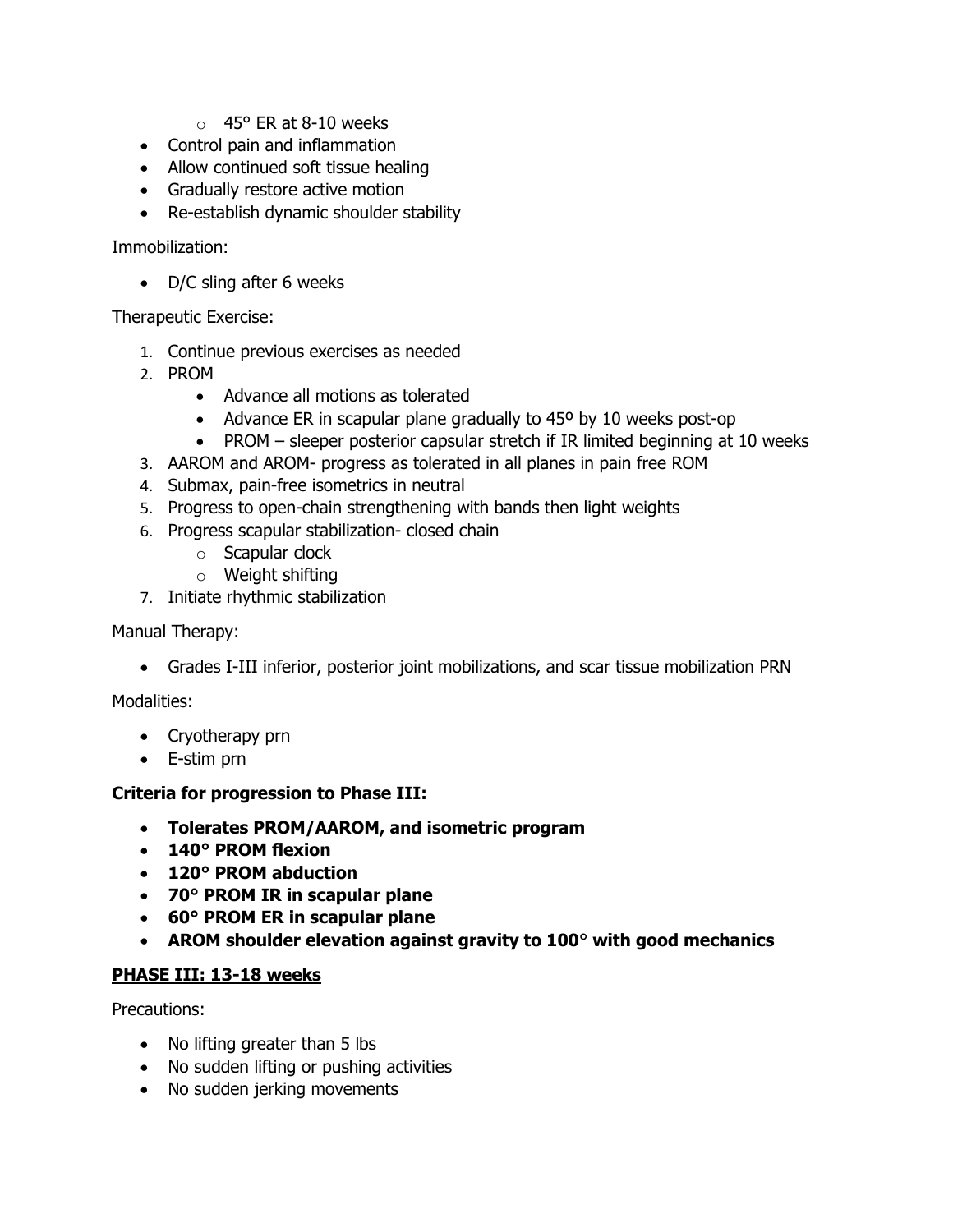- 45° ER at 8-10 weeks
- Control pain and inflammation
- Allow continued soft tissue healing
- Gradually restore active motion
- Re-establish dynamic shoulder stability

Immobilization:

- D/C sling after 6 weeks

Therapeutic Exercise:

1. Continue previous exercises as needed
2. PROM
   - Advance all motions as tolerated
   - Advance ER in scapular plane gradually to 45º by 10 weeks post-op
   - PROM – sleeper posterior capsular stretch if IR limited beginning at 10 weeks
3. AAROM and AROM- progress as tolerated in all planes in pain free ROM
4. Submax, pain-free isometrics in neutral
5. Progress to open-chain strengthening with bands then light weights
6. Progress scapular stabilization- closed chain
   - Scapular clock
   - Weight shifting
7. Initiate rhythmic stabilization

Manual Therapy:

- Grades I-III inferior, posterior joint mobilizations, and scar tissue mobilization PRN

Modalities:

- Cryotherapy prn
- E-stim prn

**Criteria for progression to Phase III:**

- **Tolerates PROM/AAROM, and isometric program**
- **140° PROM flexion**
- **120° PROM abduction**
- **70° PROM IR in scapular plane**
- **60° PROM ER in scapular plane**
- **AROM shoulder elevation against gravity to 100° with good mechanics**

**PHASE III: 13-18 weeks**

Precautions:

- No lifting greater than 5 lbs
- No sudden lifting or pushing activities
- No sudden jerking movements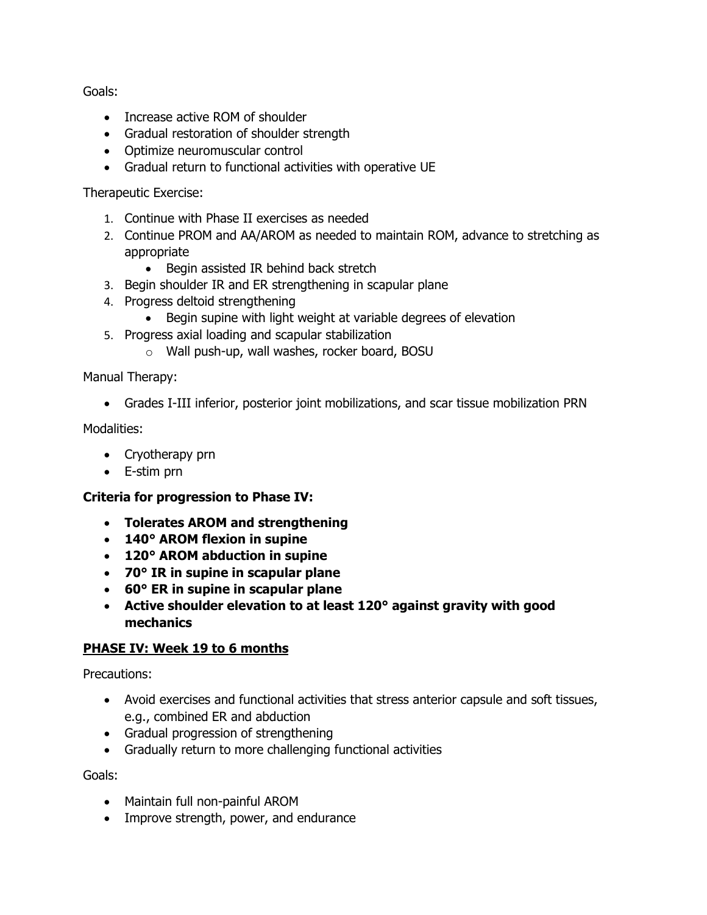Goals:

- Increase active ROM of shoulder
- Gradual restoration of shoulder strength
- Optimize neuromuscular control
- Gradual return to functional activities with operative UE

Therapeutic Exercise:

1. Continue with Phase II exercises as needed
2. Continue PROM and AA/AROM as needed to maintain ROM, advance to stretching as appropriate
   - Begin assisted IR behind back stretch
3. Begin shoulder IR and ER strengthening in scapular plane
4. Progress deltoid strengthening
   - Begin supine with light weight at variable degrees of elevation
5. Progress axial loading and scapular stabilization
   - Wall push-up, wall washes, rocker board, BOSU

Manual Therapy:

- Grades I-III inferior, posterior joint mobilizations, and scar tissue mobilization PRN

Modalities:

- Cryotherapy prn
- E-stim prn

**Criteria for progression to Phase IV:**

- **Tolerates AROM and strengthening**
- **140° AROM flexion in supine**
- **120° AROM abduction in supine**
- **70° IR in supine in scapular plane**
- **60° ER in supine in scapular plane**
- **Active shoulder elevation to at least 120° against gravity with good mechanics**

## PHASE IV: Week 19 to 6 months

Precautions:

- Avoid exercises and functional activities that stress anterior capsule and soft tissues, e.g., combined ER and abduction
- Gradual progression of strengthening
- Gradually return to more challenging functional activities

Goals:

- Maintain full non-painful AROM
- Improve strength, power, and endurance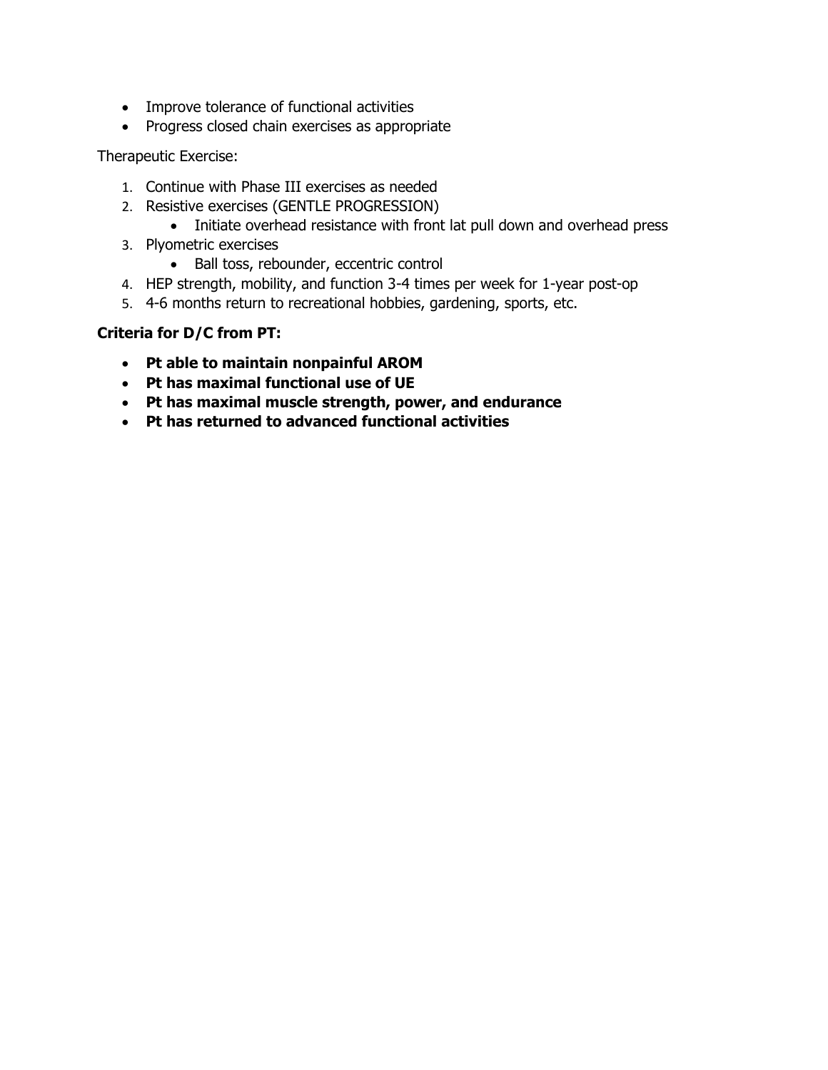- Improve tolerance of functional activities
- Progress closed chain exercises as appropriate

Therapeutic Exercise:

1. Continue with Phase III exercises as needed
2. Resistive exercises (GENTLE PROGRESSION)
   - Initiate overhead resistance with front lat pull down and overhead press
3. Plyometric exercises
   - Ball toss, rebounder, eccentric control
4. HEP strength, mobility, and function 3-4 times per week for 1-year post-op
5. 4-6 months return to recreational hobbies, gardening, sports, etc.

**Criteria for D/C from PT:**

- **Pt able to maintain nonpainful AROM**
- **Pt has maximal functional use of UE**
- **Pt has maximal muscle strength, power, and endurance**
- **Pt has returned to advanced functional activities**